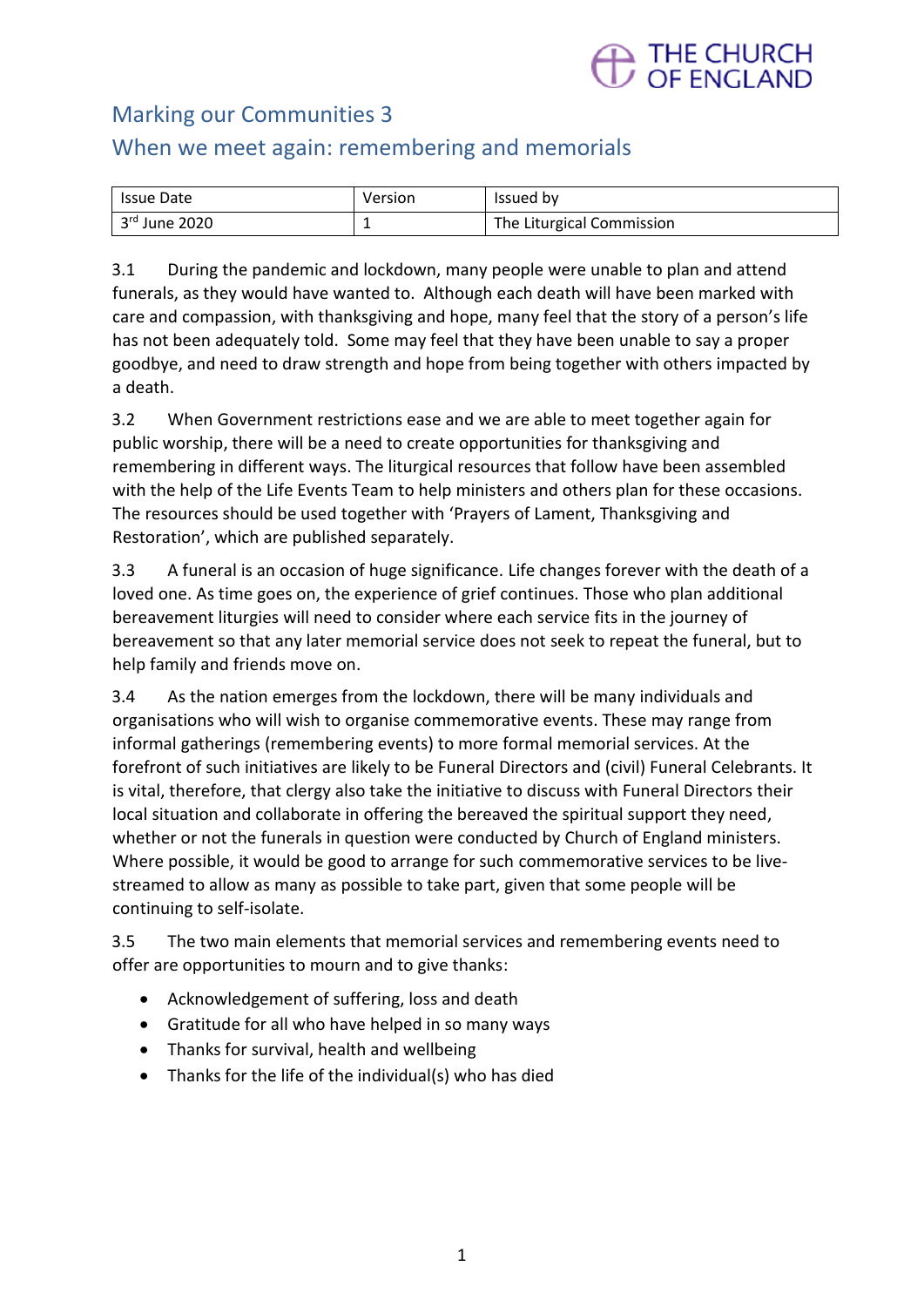THE CHURCH OF ENGLAND

# Marking our Communities 3

## When we meet again: remembering and memorials

| Issue Date | Version | Issued by |
| --- | --- | --- |
| 3rd June 2020 | 1 | The Liturgical Commission |

3.1 During the pandemic and lockdown, many people were unable to plan and attend funerals, as they would have wanted to. Although each death will have been marked with care and compassion, with thanksgiving and hope, many feel that the story of a person's life has not been adequately told. Some may feel that they have been unable to say a proper goodbye, and need to draw strength and hope from being together with others impacted by a death.

3.2 When Government restrictions ease and we are able to meet together again for public worship, there will be a need to create opportunities for thanksgiving and remembering in different ways. The liturgical resources that follow have been assembled with the help of the Life Events Team to help ministers and others plan for these occasions. The resources should be used together with 'Prayers of Lament, Thanksgiving and Restoration', which are published separately.

3.3 A funeral is an occasion of huge significance. Life changes forever with the death of a loved one. As time goes on, the experience of grief continues. Those who plan additional bereavement liturgies will need to consider where each service fits in the journey of bereavement so that any later memorial service does not seek to repeat the funeral, but to help family and friends move on.

3.4 As the nation emerges from the lockdown, there will be many individuals and organisations who will wish to organise commemorative events. These may range from informal gatherings (remembering events) to more formal memorial services. At the forefront of such initiatives are likely to be Funeral Directors and (civil) Funeral Celebrants. It is vital, therefore, that clergy also take the initiative to discuss with Funeral Directors their local situation and collaborate in offering the bereaved the spiritual support they need, whether or not the funerals in question were conducted by Church of England ministers. Where possible, it would be good to arrange for such commemorative services to be live-streamed to allow as many as possible to take part, given that some people will be continuing to self-isolate.

3.5 The two main elements that memorial services and remembering events need to offer are opportunities to mourn and to give thanks:

- Acknowledgement of suffering, loss and death
- Gratitude for all who have helped in so many ways
- Thanks for survival, health and wellbeing
- Thanks for the life of the individual(s) who has died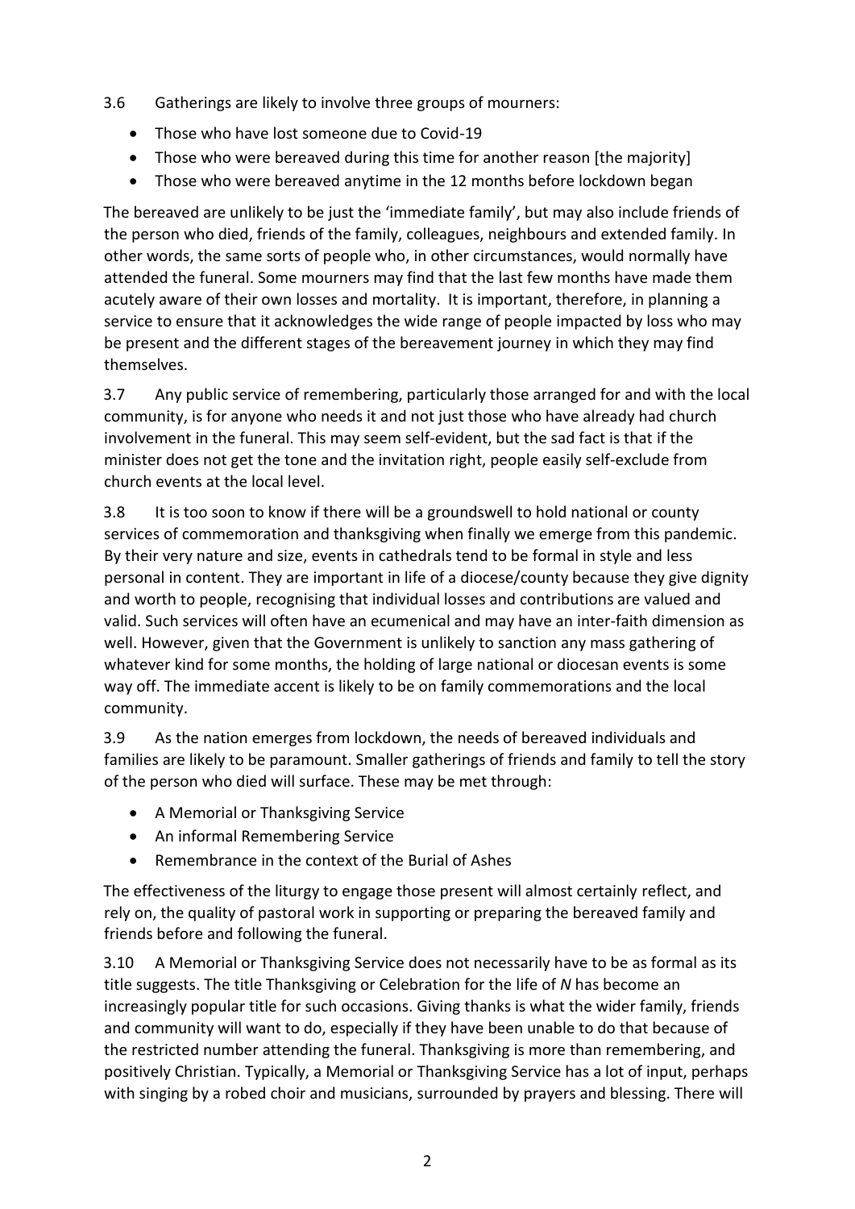3.6 Gatherings are likely to involve three groups of mourners:

- Those who have lost someone due to Covid-19
- Those who were bereaved during this time for another reason [the majority]
- Those who were bereaved anytime in the 12 months before lockdown began

The bereaved are unlikely to be just the 'immediate family', but may also include friends of the person who died, friends of the family, colleagues, neighbours and extended family. In other words, the same sorts of people who, in other circumstances, would normally have attended the funeral. Some mourners may find that the last few months have made them acutely aware of their own losses and mortality. It is important, therefore, in planning a service to ensure that it acknowledges the wide range of people impacted by loss who may be present and the different stages of the bereavement journey in which they may find themselves.

3.7 Any public service of remembering, particularly those arranged for and with the local community, is for anyone who needs it and not just those who have already had church involvement in the funeral. This may seem self-evident, but the sad fact is that if the minister does not get the tone and the invitation right, people easily self-exclude from church events at the local level.

3.8 It is too soon to know if there will be a groundswell to hold national or county services of commemoration and thanksgiving when finally we emerge from this pandemic. By their very nature and size, events in cathedrals tend to be formal in style and less personal in content. They are important in life of a diocese/county because they give dignity and worth to people, recognising that individual losses and contributions are valued and valid. Such services will often have an ecumenical and may have an inter-faith dimension as well. However, given that the Government is unlikely to sanction any mass gathering of whatever kind for some months, the holding of large national or diocesan events is some way off. The immediate accent is likely to be on family commemorations and the local community.

3.9 As the nation emerges from lockdown, the needs of bereaved individuals and families are likely to be paramount. Smaller gatherings of friends and family to tell the story of the person who died will surface. These may be met through:

- A Memorial or Thanksgiving Service
- An informal Remembering Service
- Remembrance in the context of the Burial of Ashes

The effectiveness of the liturgy to engage those present will almost certainly reflect, and rely on, the quality of pastoral work in supporting or preparing the bereaved family and friends before and following the funeral.

3.10 A Memorial or Thanksgiving Service does not necessarily have to be as formal as its title suggests. The title Thanksgiving or Celebration for the life of *N* has become an increasingly popular title for such occasions. Giving thanks is what the wider family, friends and community will want to do, especially if they have been unable to do that because of the restricted number attending the funeral. Thanksgiving is more than remembering, and positively Christian. Typically, a Memorial or Thanksgiving Service has a lot of input, perhaps with singing by a robed choir and musicians, surrounded by prayers and blessing. There will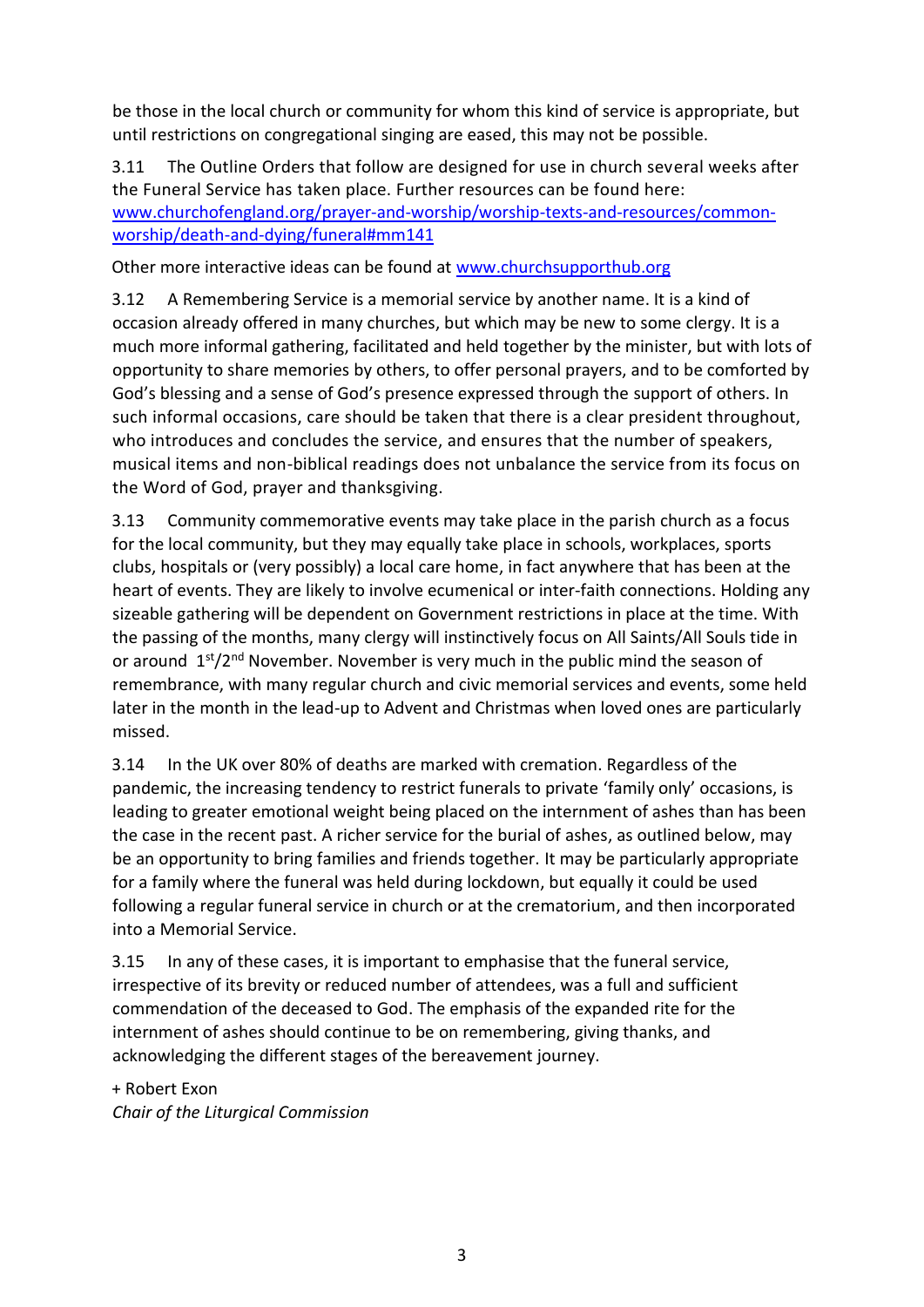be those in the local church or community for whom this kind of service is appropriate, but until restrictions on congregational singing are eased, this may not be possible.

3.11 The Outline Orders that follow are designed for use in church several weeks after the Funeral Service has taken place. Further resources can be found here: [www.churchofengland.org/prayer-and-worship/worship-texts-and-resources/common-worship/death-and-dying/funeral#mm141](www.churchofengland.org/prayer-and-worship/worship-texts-and-resources/common-worship/death-and-dying/funeral#mm141)

Other more interactive ideas can be found at [www.churchsupporthub.org](www.churchsupporthub.org)

3.12 A Remembering Service is a memorial service by another name. It is a kind of occasion already offered in many churches, but which may be new to some clergy. It is a much more informal gathering, facilitated and held together by the minister, but with lots of opportunity to share memories by others, to offer personal prayers, and to be comforted by God's blessing and a sense of God's presence expressed through the support of others. In such informal occasions, care should be taken that there is a clear president throughout, who introduces and concludes the service, and ensures that the number of speakers, musical items and non-biblical readings does not unbalance the service from its focus on the Word of God, prayer and thanksgiving.

3.13 Community commemorative events may take place in the parish church as a focus for the local community, but they may equally take place in schools, workplaces, sports clubs, hospitals or (very possibly) a local care home, in fact anywhere that has been at the heart of events. They are likely to involve ecumenical or inter-faith connections. Holding any sizeable gathering will be dependent on Government restrictions in place at the time. With the passing of the months, many clergy will instinctively focus on All Saints/All Souls tide in or around 1st/2nd November. November is very much in the public mind the season of remembrance, with many regular church and civic memorial services and events, some held later in the month in the lead-up to Advent and Christmas when loved ones are particularly missed.

3.14 In the UK over 80% of deaths are marked with cremation. Regardless of the pandemic, the increasing tendency to restrict funerals to private 'family only' occasions, is leading to greater emotional weight being placed on the internment of ashes than has been the case in the recent past. A richer service for the burial of ashes, as outlined below, may be an opportunity to bring families and friends together. It may be particularly appropriate for a family where the funeral was held during lockdown, but equally it could be used following a regular funeral service in church or at the crematorium, and then incorporated into a Memorial Service.

3.15 In any of these cases, it is important to emphasise that the funeral service, irrespective of its brevity or reduced number of attendees, was a full and sufficient commendation of the deceased to God. The emphasis of the expanded rite for the internment of ashes should continue to be on remembering, giving thanks, and acknowledging the different stages of the bereavement journey.

+ Robert Exon
*Chair of the Liturgical Commission*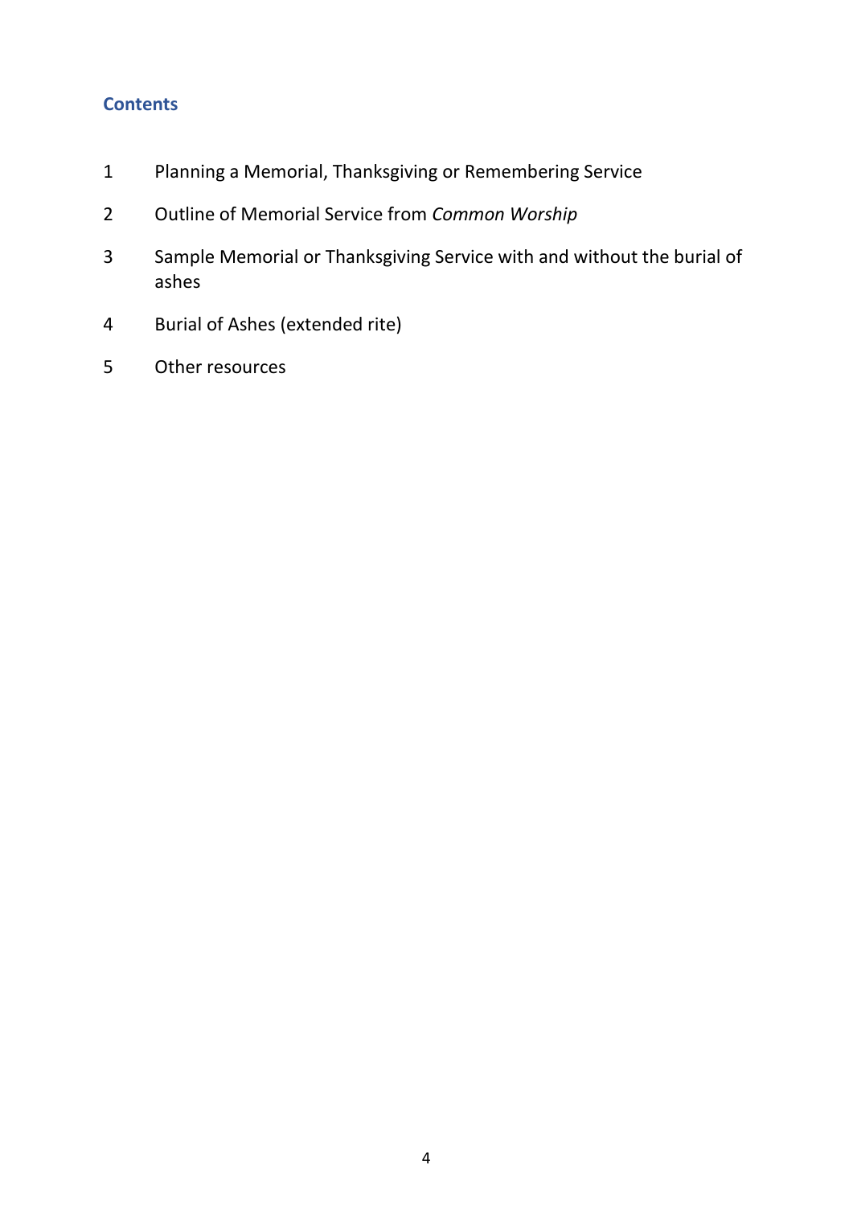## Contents

1. Planning a Memorial, Thanksgiving or Remembering Service
2. Outline of Memorial Service from *Common Worship*
3. Sample Memorial or Thanksgiving Service with and without the burial of ashes
4. Burial of Ashes (extended rite)
5. Other resources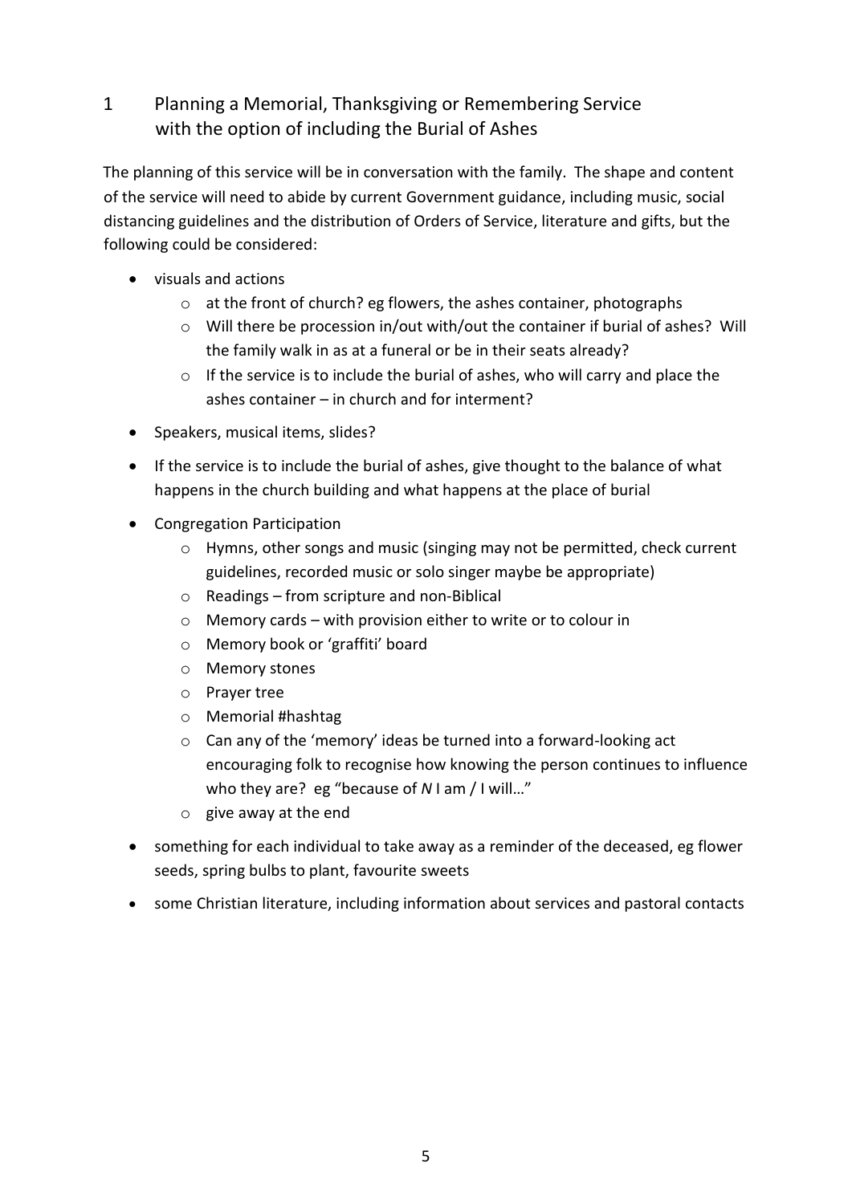## 1 Planning a Memorial, Thanksgiving or Remembering Service with the option of including the Burial of Ashes

The planning of this service will be in conversation with the family. The shape and content of the service will need to abide by current Government guidance, including music, social distancing guidelines and the distribution of Orders of Service, literature and gifts, but the following could be considered:

- visuals and actions
  - at the front of church? eg flowers, the ashes container, photographs
  - Will there be procession in/out with/out the container if burial of ashes? Will the family walk in as at a funeral or be in their seats already?
  - If the service is to include the burial of ashes, who will carry and place the ashes container – in church and for interment?
- Speakers, musical items, slides?
- If the service is to include the burial of ashes, give thought to the balance of what happens in the church building and what happens at the place of burial
- Congregation Participation
  - Hymns, other songs and music (singing may not be permitted, check current guidelines, recorded music or solo singer maybe be appropriate)
  - Readings – from scripture and non-Biblical
  - Memory cards – with provision either to write or to colour in
  - Memory book or 'graffiti' board
  - Memory stones
  - Prayer tree
  - Memorial #hashtag
  - Can any of the 'memory' ideas be turned into a forward-looking act encouraging folk to recognise how knowing the person continues to influence who they are? eg "because of *N* I am / I will…"
  - give away at the end
- something for each individual to take away as a reminder of the deceased, eg flower seeds, spring bulbs to plant, favourite sweets
- some Christian literature, including information about services and pastoral contacts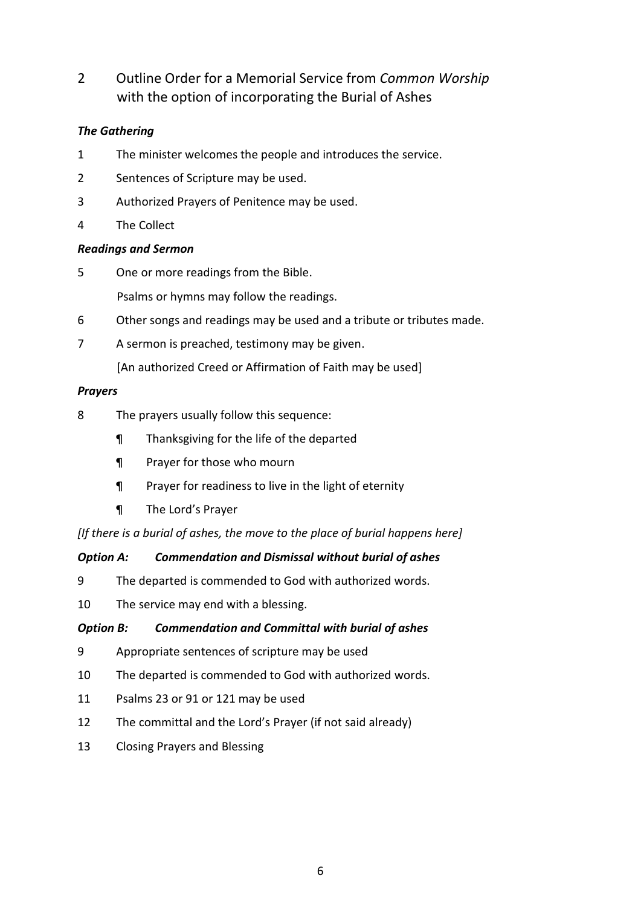## 2 Outline Order for a Memorial Service from *Common Worship* with the option of incorporating the Burial of Ashes

***The Gathering***

1 The minister welcomes the people and introduces the service.

2 Sentences of Scripture may be used.

3 Authorized Prayers of Penitence may be used.

4 The Collect

***Readings and Sermon***

5 One or more readings from the Bible.

Psalms or hymns may follow the readings.

6 Other songs and readings may be used and a tribute or tributes made.

7 A sermon is preached, testimony may be given.

[An authorized Creed or Affirmation of Faith may be used]

***Prayers***

8 The prayers usually follow this sequence:

¶ Thanksgiving for the life of the departed

¶ Prayer for those who mourn

¶ Prayer for readiness to live in the light of eternity

¶ The Lord's Prayer

*[If there is a burial of ashes, the move to the place of burial happens here]*

***Option A: Commendation and Dismissal without burial of ashes***

9 The departed is commended to God with authorized words.

10 The service may end with a blessing.

***Option B: Commendation and Committal with burial of ashes***

9 Appropriate sentences of scripture may be used

10 The departed is commended to God with authorized words.

11 Psalms 23 or 91 or 121 may be used

12 The committal and the Lord's Prayer (if not said already)

13 Closing Prayers and Blessing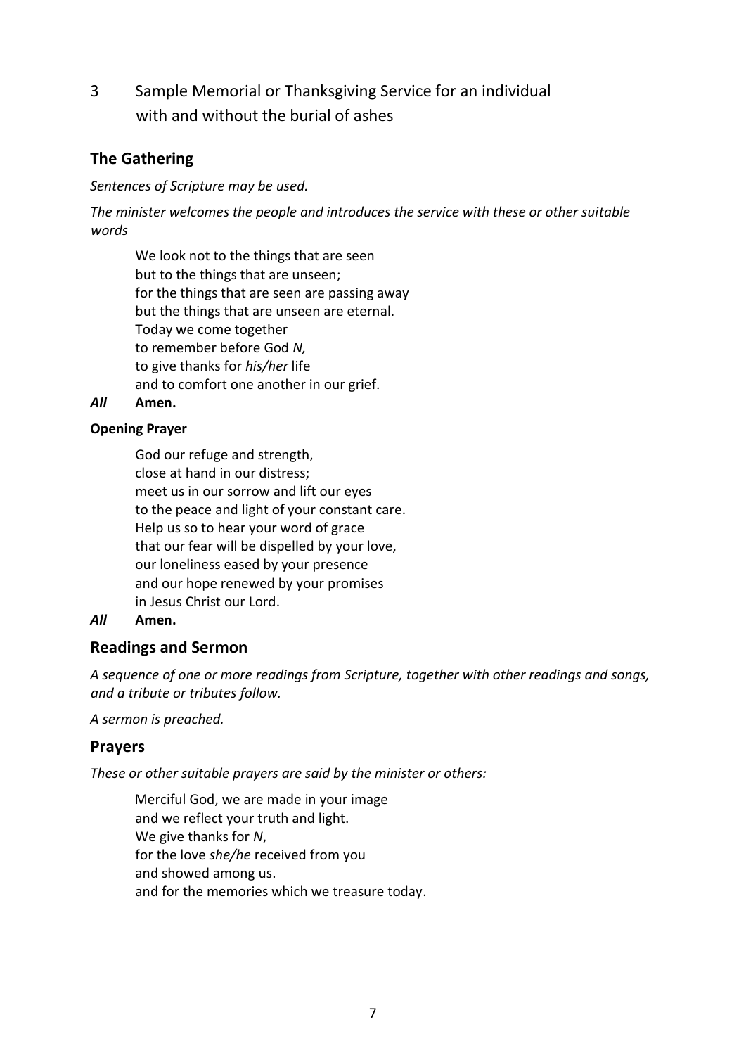# 3 Sample Memorial or Thanksgiving Service for an individual with and without the burial of ashes

## The Gathering

*Sentences of Scripture may be used.*

*The minister welcomes the people and introduces the service with these or other suitable words*

We look not to the things that are seen  
but to the things that are unseen;  
for the things that are seen are passing away  
but the things that are unseen are eternal.  
Today we come together  
to remember before God *N,*  
to give thanks for *his/her* life  
and to comfort one another in our grief.

***All*** **Amen.**

**Opening Prayer**

God our refuge and strength,  
close at hand in our distress;  
meet us in our sorrow and lift our eyes  
to the peace and light of your constant care.  
Help us so to hear your word of grace  
that our fear will be dispelled by your love,  
our loneliness eased by your presence  
and our hope renewed by your promises  
in Jesus Christ our Lord.

***All*** **Amen.**

## Readings and Sermon

*A sequence of one or more readings from Scripture, together with other readings and songs, and a tribute or tributes follow.*

*A sermon is preached.*

## Prayers

*These or other suitable prayers are said by the minister or others:*

Merciful God, we are made in your image  
and we reflect your truth and light.  
We give thanks for *N*,  
for the love *she/he* received from you  
and showed among us.  
and for the memories which we treasure today.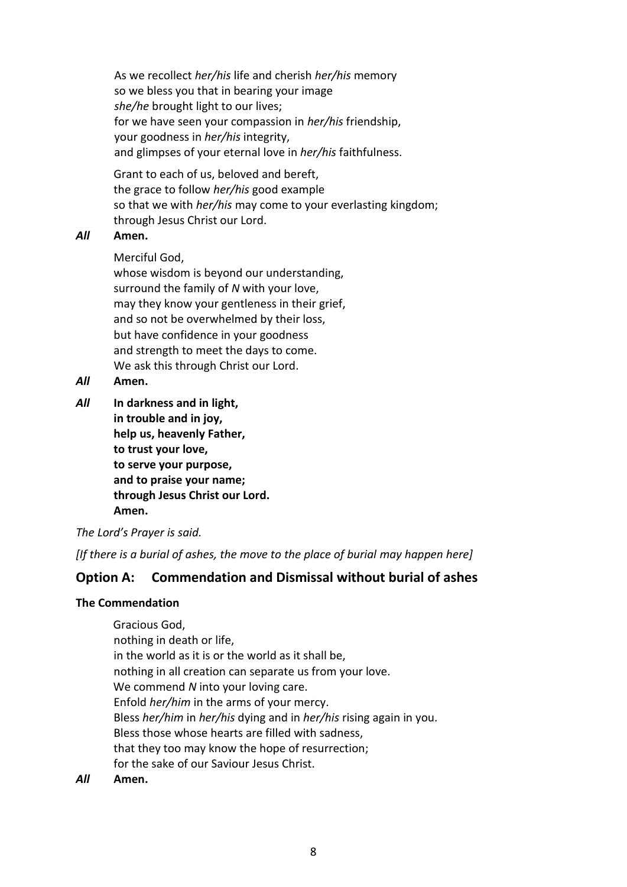As we recollect *her/his* life and cherish *her/his* memory
so we bless you that in bearing your image
*she/he* brought light to our lives;
for we have seen your compassion in *her/his* friendship,
your goodness in *her/his* integrity,
and glimpses of your eternal love in *her/his* faithfulness.

Grant to each of us, beloved and bereft,
the grace to follow *her/his* good example
so that we with *her/his* may come to your everlasting kingdom;
through Jesus Christ our Lord.

***All*** **Amen.**

Merciful God,
whose wisdom is beyond our understanding,
surround the family of *N* with your love,
may they know your gentleness in their grief,
and so not be overwhelmed by their loss,
but have confidence in your goodness
and strength to meet the days to come.
We ask this through Christ our Lord.

***All*** **Amen.**

***All*** **In darkness and in light,**
**in trouble and in joy,**
**help us, heavenly Father,**
**to trust your love,**
**to serve your purpose,**
**and to praise your name;**
**through Jesus Christ our Lord.**
**Amen.**

*The Lord's Prayer is said.*

*[If there is a burial of ashes, the move to the place of burial may happen here]*

## Option A: Commendation and Dismissal without burial of ashes

**The Commendation**

Gracious God,
nothing in death or life,
in the world as it is or the world as it shall be,
nothing in all creation can separate us from your love.
We commend *N* into your loving care.
Enfold *her/him* in the arms of your mercy.
Bless *her/him* in *her/his* dying and in *her/his* rising again in you.
Bless those whose hearts are filled with sadness,
that they too may know the hope of resurrection;
for the sake of our Saviour Jesus Christ.

***All*** **Amen.**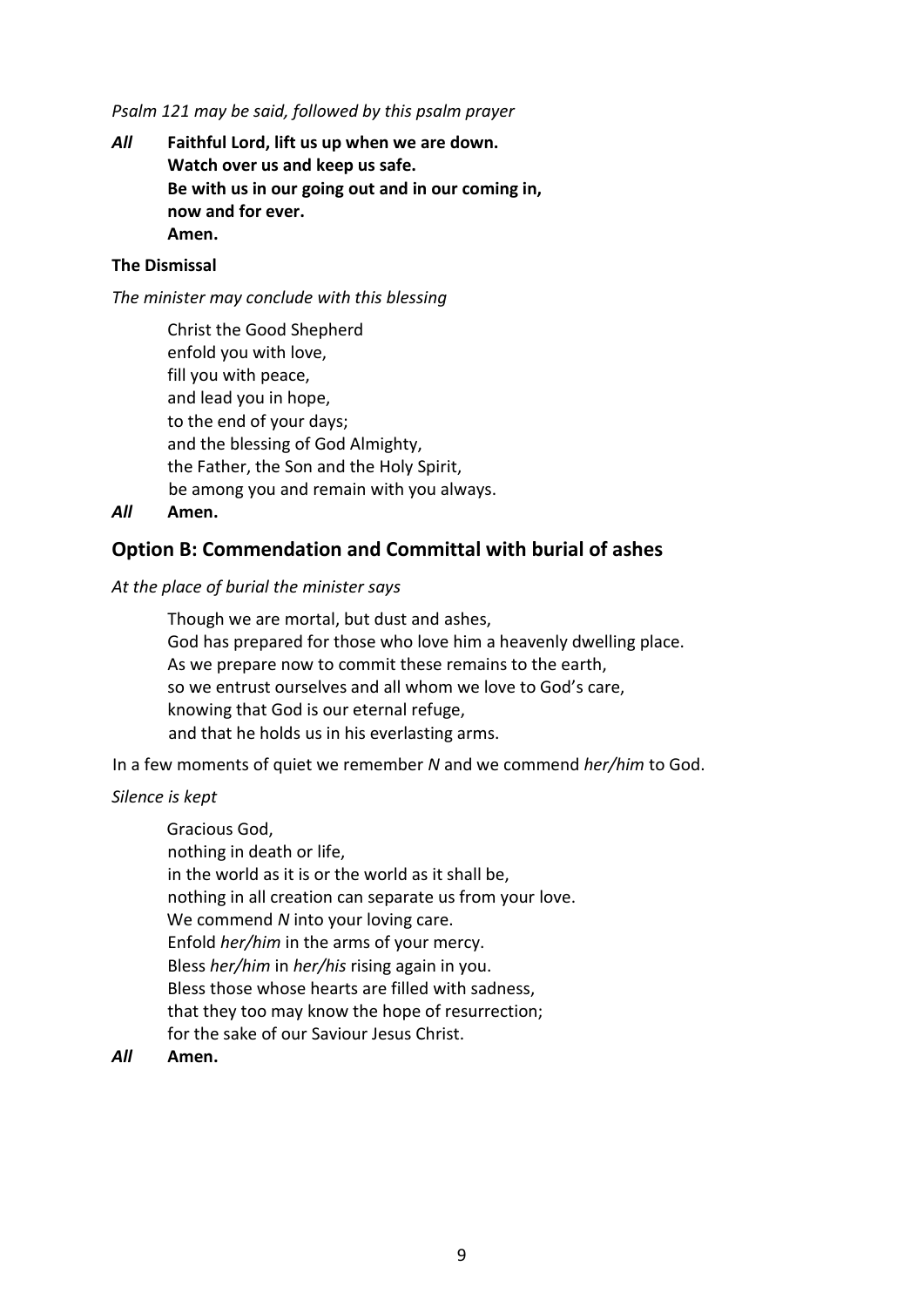*Psalm 121 may be said, followed by this psalm prayer*

***All*** **Faithful Lord, lift us up when we are down.**
**Watch over us and keep us safe.**
**Be with us in our going out and in our coming in,**
**now and for ever.**
**Amen.**

**The Dismissal**

*The minister may conclude with this blessing*

Christ the Good Shepherd
enfold you with love,
fill you with peace,
and lead you in hope,
to the end of your days;
and the blessing of God Almighty,
the Father, the Son and the Holy Spirit,
be among you and remain with you always.

***All*** **Amen.**

## Option B: Commendation and Committal with burial of ashes

*At the place of burial the minister says*

Though we are mortal, but dust and ashes,
God has prepared for those who love him a heavenly dwelling place.
As we prepare now to commit these remains to the earth,
so we entrust ourselves and all whom we love to God's care,
knowing that God is our eternal refuge,
and that he holds us in his everlasting arms.

In a few moments of quiet we remember *N* and we commend *her/him* to God.

*Silence is kept*

Gracious God,
nothing in death or life,
in the world as it is or the world as it shall be,
nothing in all creation can separate us from your love.
We commend *N* into your loving care.
Enfold *her/him* in the arms of your mercy.
Bless *her/him* in *her/his* rising again in you.
Bless those whose hearts are filled with sadness,
that they too may know the hope of resurrection;
for the sake of our Saviour Jesus Christ.

***All*** **Amen.**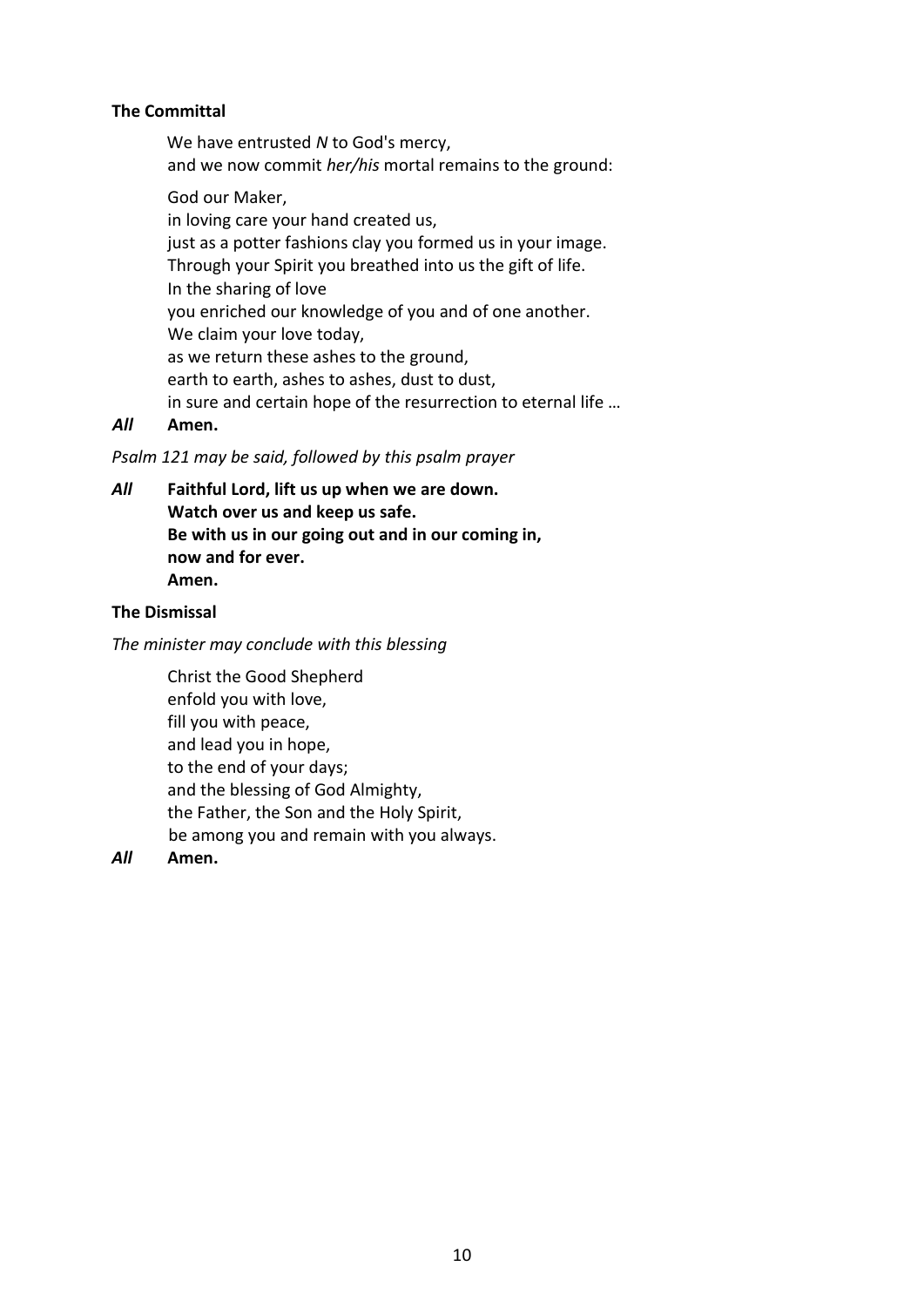**The Committal**

We have entrusted *N* to God's mercy,
and we now commit *her/his* mortal remains to the ground:

God our Maker,
in loving care your hand created us,
just as a potter fashions clay you formed us in your image.
Through your Spirit you breathed into us the gift of life.
In the sharing of love
you enriched our knowledge of you and of one another.
We claim your love today,
as we return these ashes to the ground,
earth to earth, ashes to ashes, dust to dust,
in sure and certain hope of the resurrection to eternal life …

***All*** **Amen.**

*Psalm 121 may be said, followed by this psalm prayer*

***All*** **Faithful Lord, lift us up when we are down.**
**Watch over us and keep us safe.**
**Be with us in our going out and in our coming in,**
**now and for ever.**
**Amen.**

**The Dismissal**

*The minister may conclude with this blessing*

Christ the Good Shepherd
enfold you with love,
fill you with peace,
and lead you in hope,
to the end of your days;
and the blessing of God Almighty,
the Father, the Son and the Holy Spirit,
be among you and remain with you always.

***All*** **Amen.**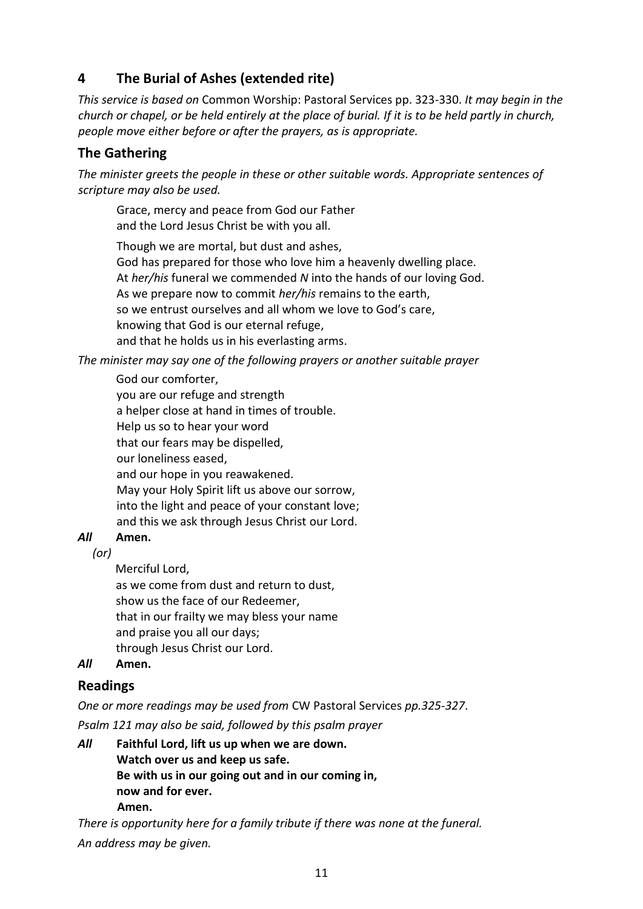## 4 The Burial of Ashes (extended rite)

*This service is based on* Common Worship: Pastoral Services pp. 323-330. *It may begin in the church or chapel, or be held entirely at the place of burial. If it is to be held partly in church, people move either before or after the prayers, as is appropriate.*

### The Gathering

*The minister greets the people in these or other suitable words. Appropriate sentences of scripture may also be used.*

Grace, mercy and peace from God our Father
and the Lord Jesus Christ be with you all.

Though we are mortal, but dust and ashes,
God has prepared for those who love him a heavenly dwelling place.
At *her/his* funeral we commended *N* into the hands of our loving God.
As we prepare now to commit *her/his* remains to the earth,
so we entrust ourselves and all whom we love to God's care,
knowing that God is our eternal refuge,
and that he holds us in his everlasting arms.

*The minister may say one of the following prayers or another suitable prayer*

God our comforter,
you are our refuge and strength
a helper close at hand in times of trouble.
Help us so to hear your word
that our fears may be dispelled,
our loneliness eased,
and our hope in you reawakened.
May your Holy Spirit lift us above our sorrow,
into the light and peace of your constant love;
and this we ask through Jesus Christ our Lord.

***All*** **Amen.**

*(or)*

Merciful Lord,
as we come from dust and return to dust,
show us the face of our Redeemer,
that in our frailty we may bless your name
and praise you all our days;
through Jesus Christ our Lord.

***All*** **Amen.**

### Readings

*One or more readings may be used from* CW Pastoral Services *pp.325-327*.

*Psalm 121 may also be said, followed by this psalm prayer*

***All*** **Faithful Lord, lift us up when we are down.**
**Watch over us and keep us safe.**
**Be with us in our going out and in our coming in,**
**now and for ever.**
**Amen.**

*There is opportunity here for a family tribute if there was none at the funeral.*

*An address may be given.*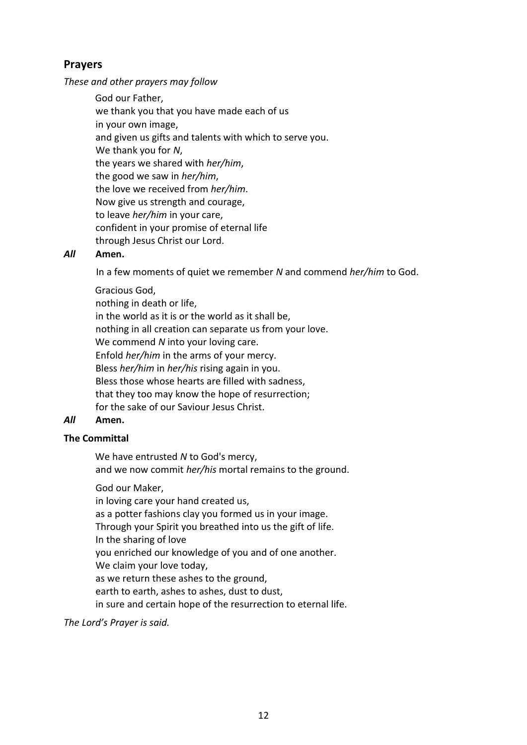## Prayers

*These and other prayers may follow*

God our Father,
we thank you that you have made each of us
in your own image,
and given us gifts and talents with which to serve you.
We thank you for *N*,
the years we shared with *her/him*,
the good we saw in *her/him*,
the love we received from *her/him*.
Now give us strength and courage,
to leave *her/him* in your care,
confident in your promise of eternal life
through Jesus Christ our Lord.

***All*** **Amen.**

In a few moments of quiet we remember *N* and commend *her/him* to God.

Gracious God,
nothing in death or life,
in the world as it is or the world as it shall be,
nothing in all creation can separate us from your love.
We commend *N* into your loving care.
Enfold *her/him* in the arms of your mercy.
Bless *her/him* in *her/his* rising again in you.
Bless those whose hearts are filled with sadness,
that they too may know the hope of resurrection;
for the sake of our Saviour Jesus Christ.

***All*** **Amen.**

**The Committal**

We have entrusted *N* to God's mercy,
and we now commit *her/his* mortal remains to the ground.

God our Maker,
in loving care your hand created us,
as a potter fashions clay you formed us in your image.
Through your Spirit you breathed into us the gift of life.
In the sharing of love
you enriched our knowledge of you and of one another.
We claim your love today,
as we return these ashes to the ground,
earth to earth, ashes to ashes, dust to dust,
in sure and certain hope of the resurrection to eternal life.

*The Lord's Prayer is said.*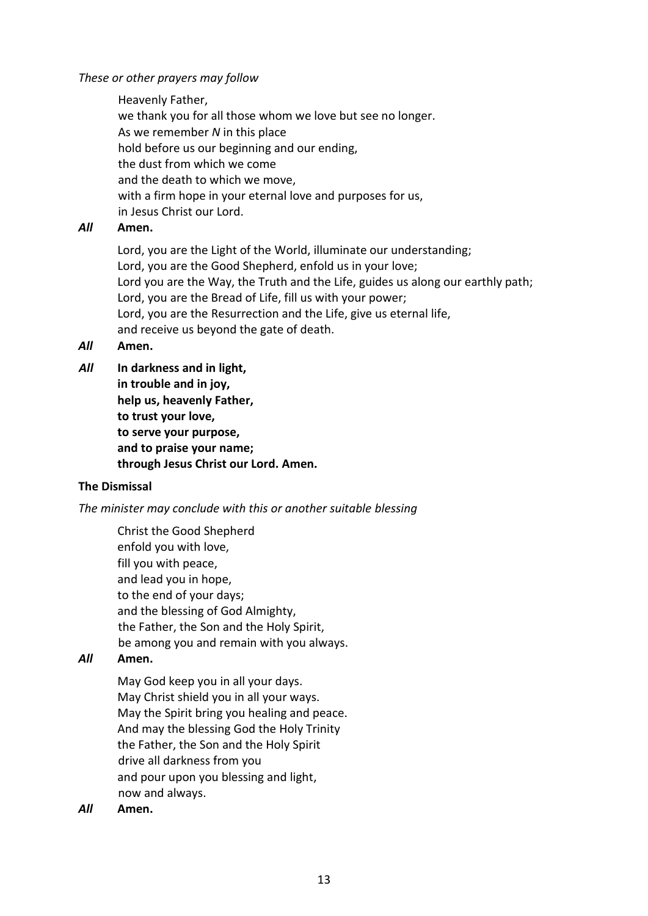*These or other prayers may follow*

Heavenly Father,
we thank you for all those whom we love but see no longer.
As we remember *N* in this place
hold before us our beginning and our ending,
the dust from which we come
and the death to which we move,
with a firm hope in your eternal love and purposes for us,
in Jesus Christ our Lord.

***All*** **Amen.**

Lord, you are the Light of the World, illuminate our understanding;
Lord, you are the Good Shepherd, enfold us in your love;
Lord you are the Way, the Truth and the Life, guides us along our earthly path;
Lord, you are the Bread of Life, fill us with your power;
Lord, you are the Resurrection and the Life, give us eternal life,
and receive us beyond the gate of death.

***All*** **Amen.**

***All*** **In darkness and in light,**
**in trouble and in joy,**
**help us, heavenly Father,**
**to trust your love,**
**to serve your purpose,**
**and to praise your name;**
**through Jesus Christ our Lord. Amen.**

**The Dismissal**

*The minister may conclude with this or another suitable blessing*

Christ the Good Shepherd
enfold you with love,
fill you with peace,
and lead you in hope,
to the end of your days;
and the blessing of God Almighty,
the Father, the Son and the Holy Spirit,
be among you and remain with you always.

***All*** **Amen.**

May God keep you in all your days.
May Christ shield you in all your ways.
May the Spirit bring you healing and peace.
And may the blessing God the Holy Trinity
the Father, the Son and the Holy Spirit
drive all darkness from you
and pour upon you blessing and light,
now and always.

***All*** **Amen.**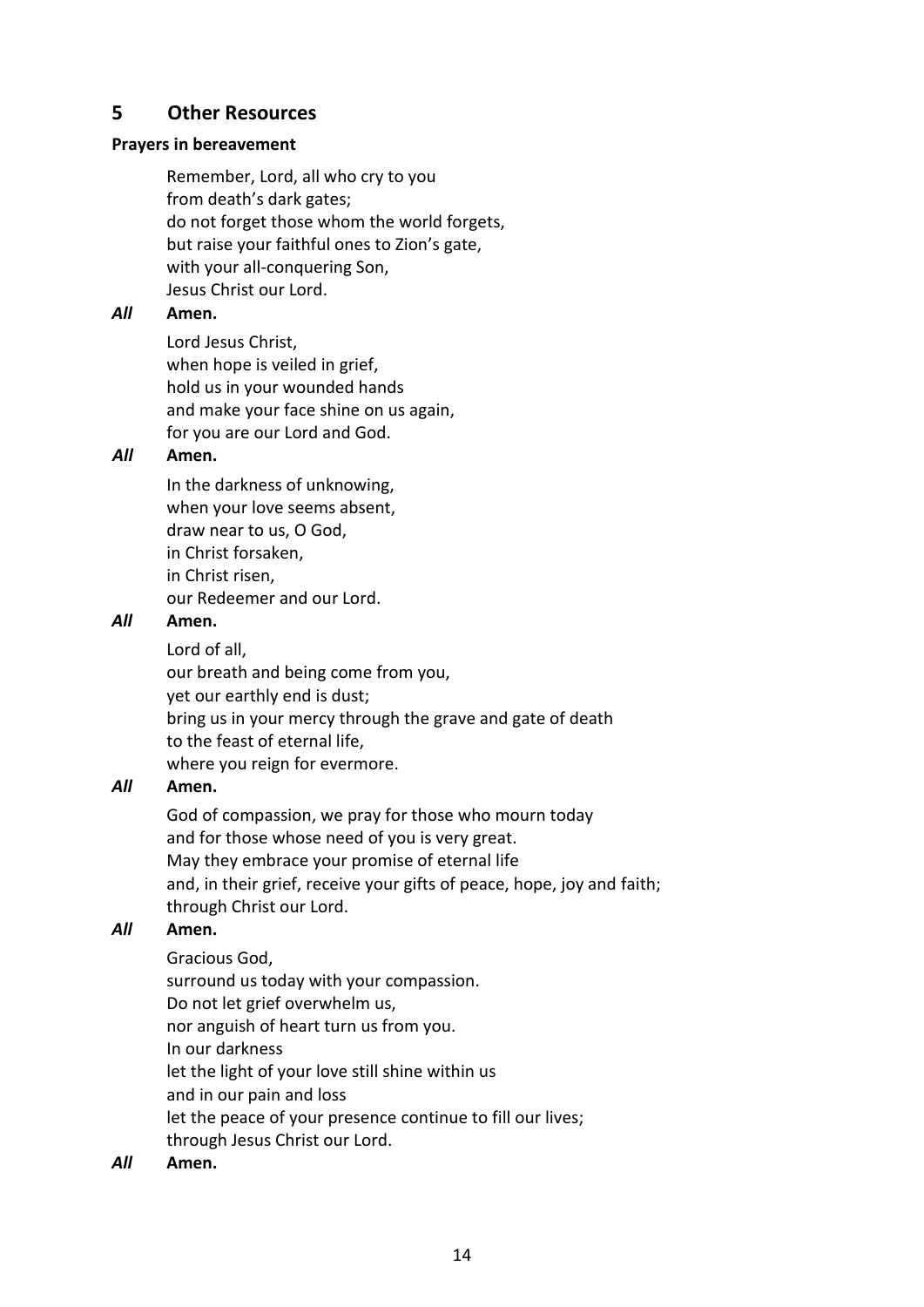## 5 Other Resources

**Prayers in bereavement**

Remember, Lord, all who cry to you
from death's dark gates;
do not forget those whom the world forgets,
but raise your faithful ones to Zion's gate,
with your all-conquering Son,
Jesus Christ our Lord.

***All*** **Amen.**

Lord Jesus Christ,
when hope is veiled in grief,
hold us in your wounded hands
and make your face shine on us again,
for you are our Lord and God.

***All*** **Amen.**

In the darkness of unknowing,
when your love seems absent,
draw near to us, O God,
in Christ forsaken,
in Christ risen,
our Redeemer and our Lord.

***All*** **Amen.**

Lord of all,
our breath and being come from you,
yet our earthly end is dust;
bring us in your mercy through the grave and gate of death
to the feast of eternal life,
where you reign for evermore.

***All*** **Amen.**

God of compassion, we pray for those who mourn today
and for those whose need of you is very great.
May they embrace your promise of eternal life
and, in their grief, receive your gifts of peace, hope, joy and faith;
through Christ our Lord.

***All*** **Amen.**

Gracious God,
surround us today with your compassion.
Do not let grief overwhelm us,
nor anguish of heart turn us from you.
In our darkness
let the light of your love still shine within us
and in our pain and loss
let the peace of your presence continue to fill our lives;
through Jesus Christ our Lord.

***All*** **Amen.**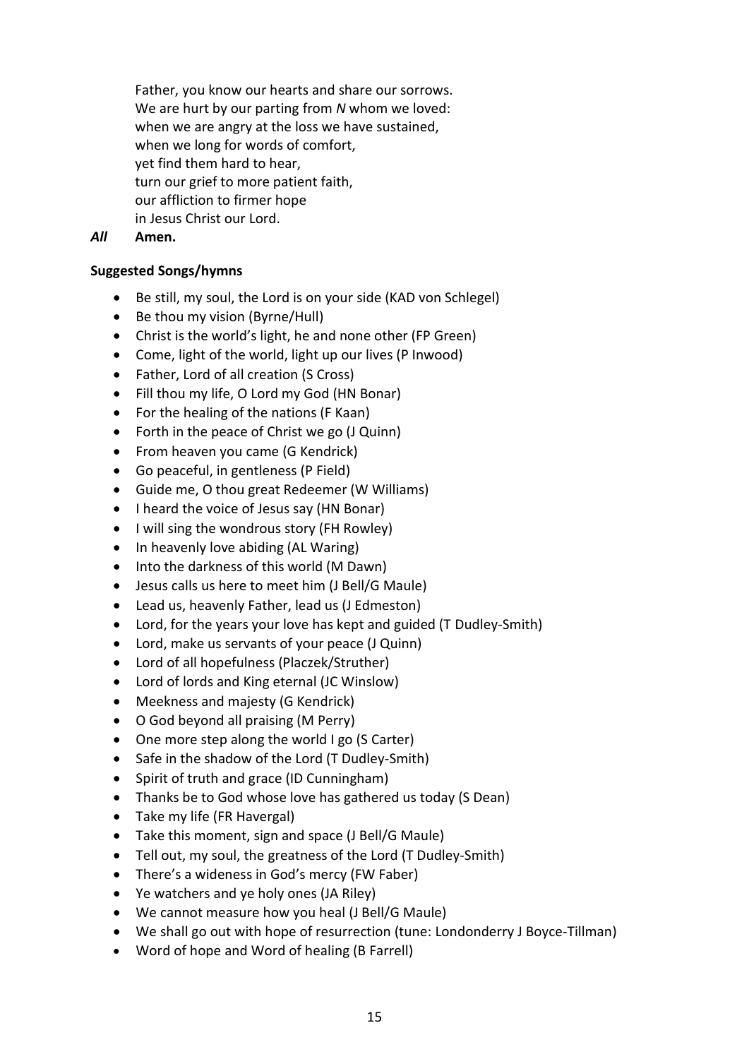Father, you know our hearts and share our sorrows.  
We are hurt by our parting from *N* whom we loved:  
when we are angry at the loss we have sustained,  
when we long for words of comfort,  
yet find them hard to hear,  
turn our grief to more patient faith,  
our affliction to firmer hope  
in Jesus Christ our Lord.

***All*** **Amen.**

**Suggested Songs/hymns**

- Be still, my soul, the Lord is on your side (KAD von Schlegel)
- Be thou my vision (Byrne/Hull)
- Christ is the world's light, he and none other (FP Green)
- Come, light of the world, light up our lives (P Inwood)
- Father, Lord of all creation (S Cross)
- Fill thou my life, O Lord my God (HN Bonar)
- For the healing of the nations (F Kaan)
- Forth in the peace of Christ we go (J Quinn)
- From heaven you came (G Kendrick)
- Go peaceful, in gentleness (P Field)
- Guide me, O thou great Redeemer (W Williams)
- I heard the voice of Jesus say (HN Bonar)
- I will sing the wondrous story (FH Rowley)
- In heavenly love abiding (AL Waring)
- Into the darkness of this world (M Dawn)
- Jesus calls us here to meet him (J Bell/G Maule)
- Lead us, heavenly Father, lead us (J Edmeston)
- Lord, for the years your love has kept and guided (T Dudley-Smith)
- Lord, make us servants of your peace (J Quinn)
- Lord of all hopefulness (Placzek/Struther)
- Lord of lords and King eternal (JC Winslow)
- Meekness and majesty (G Kendrick)
- O God beyond all praising (M Perry)
- One more step along the world I go (S Carter)
- Safe in the shadow of the Lord (T Dudley-Smith)
- Spirit of truth and grace (ID Cunningham)
- Thanks be to God whose love has gathered us today (S Dean)
- Take my life (FR Havergal)
- Take this moment, sign and space (J Bell/G Maule)
- Tell out, my soul, the greatness of the Lord (T Dudley-Smith)
- There's a wideness in God's mercy (FW Faber)
- Ye watchers and ye holy ones (JA Riley)
- We cannot measure how you heal (J Bell/G Maule)
- We shall go out with hope of resurrection (tune: Londonderry J Boyce-Tillman)
- Word of hope and Word of healing (B Farrell)